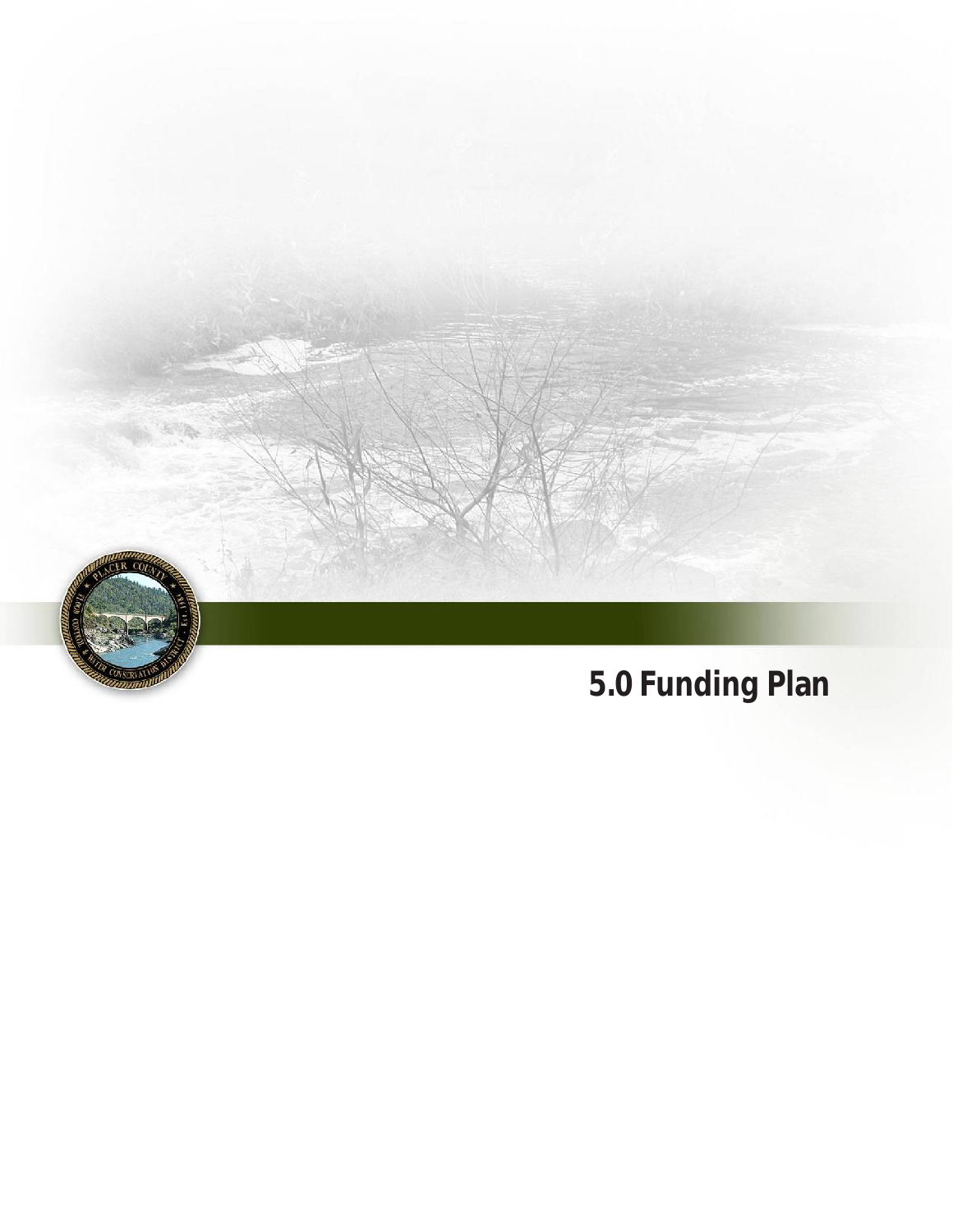# 5.0 Funding Plan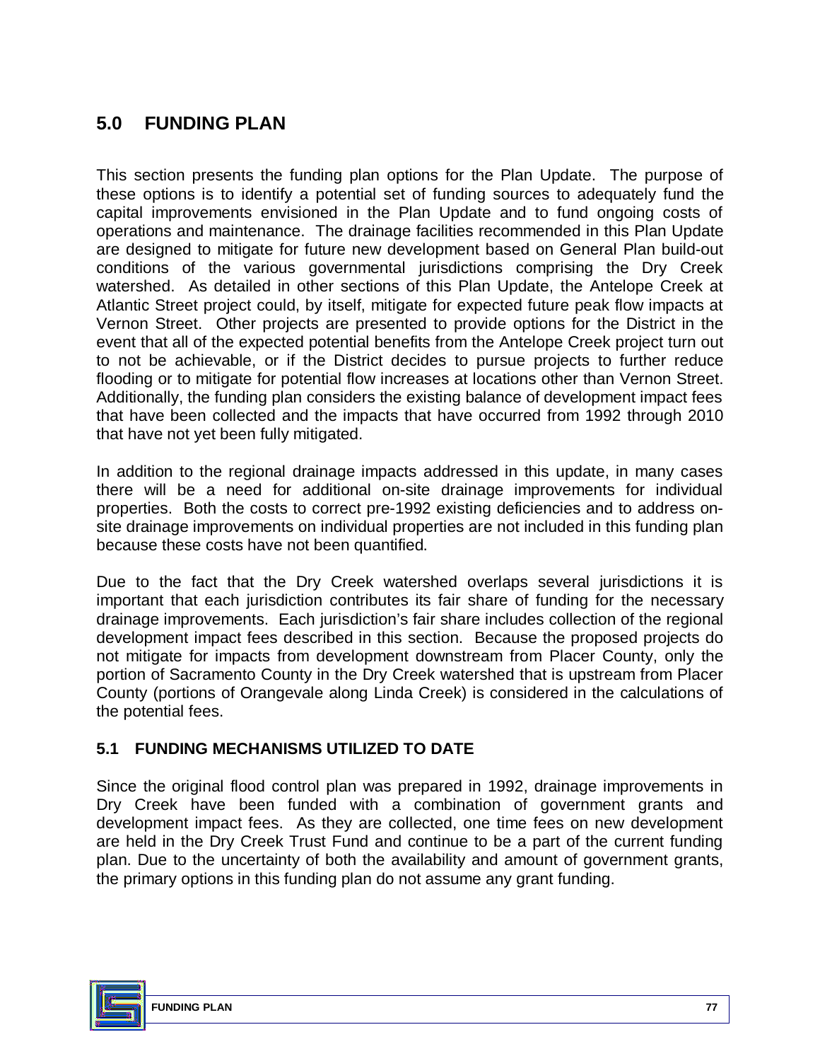# 5.0 FUNDING PLAN

This section presents the funding plan options for the Plan Update. The purpose of these options is to identify a potential set of funding sources to adequately fund the capital improvements envisioned in the Plan Update and to fund ongoing costs of operations and maintenance. The drainage facilities recommended in this Plan Update are designed to mitigate for future new development based on General Plan build-out conditions of the various governmental jurisdictions comprising the Dry Creek watershed. As detailed in other sections of this Plan Update, the Antelope Creek at Atlantic Street project could, by itself, mitigate for expected future peak flow impacts at Vernon Street. Other projects are presented to provide options for the District in the event that all of the expected potential benefits from the Antelope Creek project turn out to not be achievable, or if the District decides to pursue projects to further reduce flooding or to mitigate for potential flow increases at locations other than Vernon Street. Additionally, the funding plan considers the existing balance of development impact fees that have been collected and the impacts that have occurred from 1992 through 2010 that have not yet been fully mitigated.

In addition to the regional drainage impacts addressed in this update, in many cases there will be a need for additional on-site drainage improvements for individual properties. Both the costs to correct pre-1992 existing deficiencies and to address on-site drainage improvements on individual properties are not included in this funding plan because these costs have not been quantified.

Due to the fact that the Dry Creek watershed overlaps several jurisdictions it is important that each jurisdiction contributes its fair share of funding for the necessary drainage improvements. Each jurisdiction's fair share includes collection of the regional development impact fees described in this section. Because the proposed projects do not mitigate for impacts from development downstream from Placer County, only the portion of Sacramento County in the Dry Creek watershed that is upstream from Placer County (portions of Orangevale along Linda Creek) is considered in the calculations of the potential fees.

## 5.1 FUNDING MECHANISMS UTILIZED TO DATE

Since the original flood control plan was prepared in 1992, drainage improvements in Dry Creek have been funded with a combination of government grants and development impact fees. As they are collected, one time fees on new development are held in the Dry Creek Trust Fund and continue to be a part of the current funding plan. Due to the uncertainty of both the availability and amount of government grants, the primary options in this funding plan do not assume any grant funding.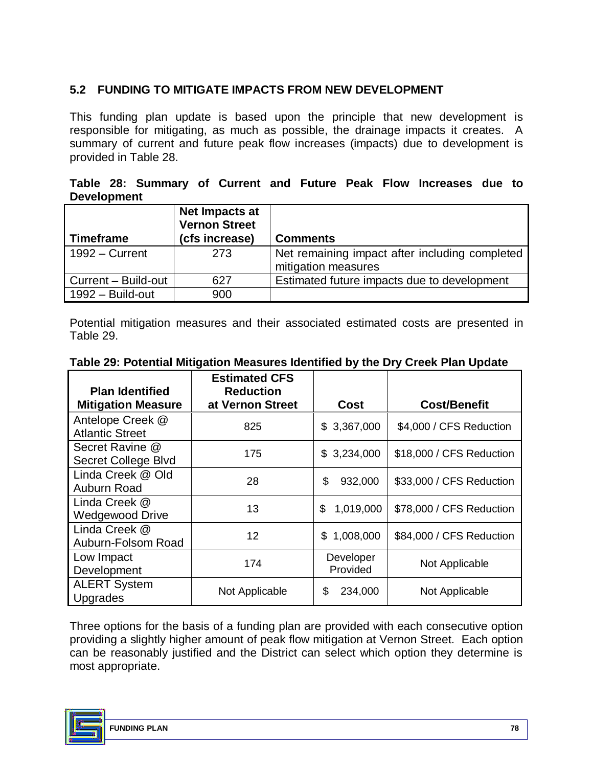## 5.2 FUNDING TO MITIGATE IMPACTS FROM NEW DEVELOPMENT

This funding plan update is based upon the principle that new development is responsible for mitigating, as much as possible, the drainage impacts it creates. A summary of current and future peak flow increases (impacts) due to development is provided in Table 28.

**Table 28: Summary of Current and Future Peak Flow Increases due to Development**

| Timeframe | Net Impacts at Vernon Street (cfs increase) | Comments |
|---|---|---|
| 1992 – Current | 273 | Net remaining impact after including completed mitigation measures |
| Current – Build-out | 627 | Estimated future impacts due to development |
| 1992 – Build-out | 900 | |

Potential mitigation measures and their associated estimated costs are presented in Table 29.

**Table 29: Potential Mitigation Measures Identified by the Dry Creek Plan Update**

| Plan Identified Mitigation Measure | Estimated CFS Reduction at Vernon Street | Cost | Cost/Benefit |
|---|---|---|---|
| Antelope Creek @ Atlantic Street | 825 | $ 3,367,000 | $4,000 / CFS Reduction |
| Secret Ravine @ Secret College Blvd | 175 | $ 3,234,000 | $18,000 / CFS Reduction |
| Linda Creek @ Old Auburn Road | 28 | $ 932,000 | $33,000 / CFS Reduction |
| Linda Creek @ Wedgewood Drive | 13 | $ 1,019,000 | $78,000 / CFS Reduction |
| Linda Creek @ Auburn-Folsom Road | 12 | $ 1,008,000 | $84,000 / CFS Reduction |
| Low Impact Development | 174 | Developer Provided | Not Applicable |
| ALERT System Upgrades | Not Applicable | $ 234,000 | Not Applicable |

Three options for the basis of a funding plan are provided with each consecutive option providing a slightly higher amount of peak flow mitigation at Vernon Street. Each option can be reasonably justified and the District can select which option they determine is most appropriate.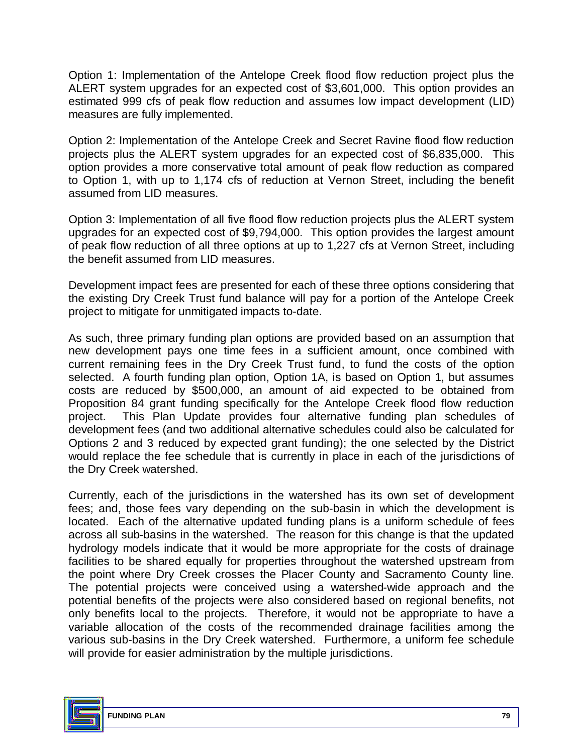Option 1: Implementation of the Antelope Creek flood flow reduction project plus the ALERT system upgrades for an expected cost of $3,601,000. This option provides an estimated 999 cfs of peak flow reduction and assumes low impact development (LID) measures are fully implemented.

Option 2: Implementation of the Antelope Creek and Secret Ravine flood flow reduction projects plus the ALERT system upgrades for an expected cost of $6,835,000. This option provides a more conservative total amount of peak flow reduction as compared to Option 1, with up to 1,174 cfs of reduction at Vernon Street, including the benefit assumed from LID measures.

Option 3: Implementation of all five flood flow reduction projects plus the ALERT system upgrades for an expected cost of $9,794,000. This option provides the largest amount of peak flow reduction of all three options at up to 1,227 cfs at Vernon Street, including the benefit assumed from LID measures.

Development impact fees are presented for each of these three options considering that the existing Dry Creek Trust fund balance will pay for a portion of the Antelope Creek project to mitigate for unmitigated impacts to-date.

As such, three primary funding plan options are provided based on an assumption that new development pays one time fees in a sufficient amount, once combined with current remaining fees in the Dry Creek Trust fund, to fund the costs of the option selected. A fourth funding plan option, Option 1A, is based on Option 1, but assumes costs are reduced by $500,000, an amount of aid expected to be obtained from Proposition 84 grant funding specifically for the Antelope Creek flood flow reduction project. This Plan Update provides four alternative funding plan schedules of development fees (and two additional alternative schedules could also be calculated for Options 2 and 3 reduced by expected grant funding); the one selected by the District would replace the fee schedule that is currently in place in each of the jurisdictions of the Dry Creek watershed.

Currently, each of the jurisdictions in the watershed has its own set of development fees; and, those fees vary depending on the sub-basin in which the development is located. Each of the alternative updated funding plans is a uniform schedule of fees across all sub-basins in the watershed. The reason for this change is that the updated hydrology models indicate that it would be more appropriate for the costs of drainage facilities to be shared equally for properties throughout the watershed upstream from the point where Dry Creek crosses the Placer County and Sacramento County line. The potential projects were conceived using a watershed-wide approach and the potential benefits of the projects were also considered based on regional benefits, not only benefits local to the projects. Therefore, it would not be appropriate to have a variable allocation of the costs of the recommended drainage facilities among the various sub-basins in the Dry Creek watershed. Furthermore, a uniform fee schedule will provide for easier administration by the multiple jurisdictions.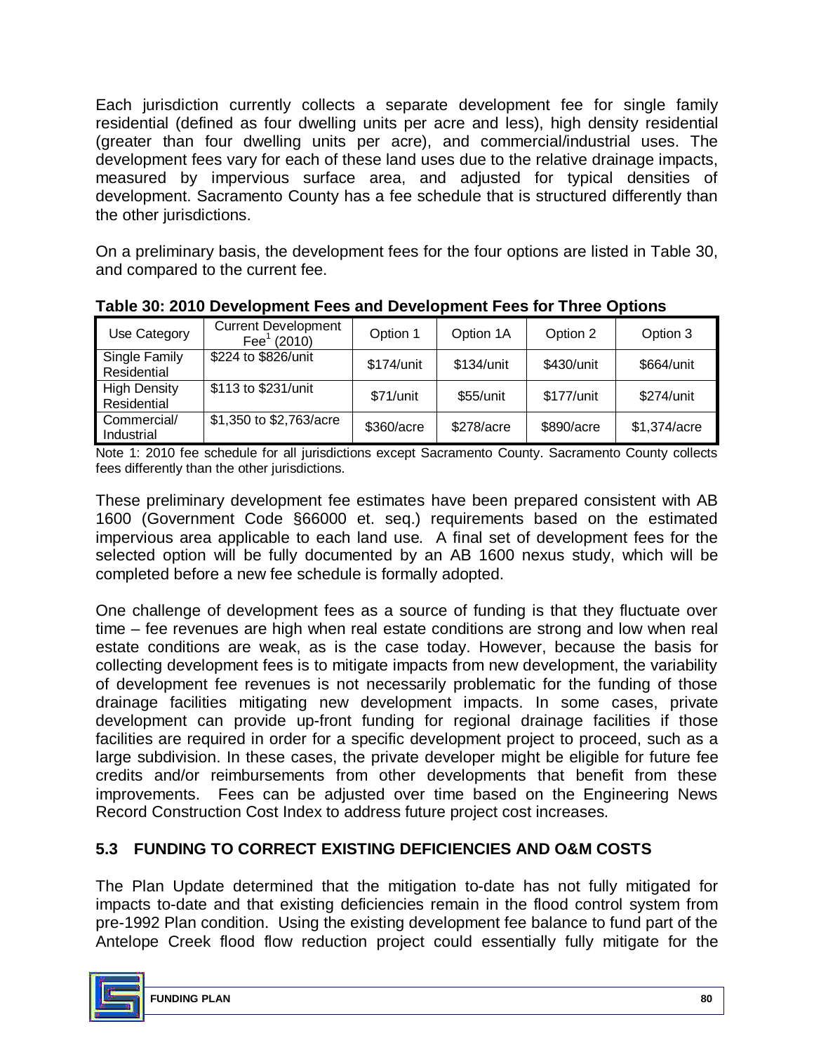Each jurisdiction currently collects a separate development fee for single family residential (defined as four dwelling units per acre and less), high density residential (greater than four dwelling units per acre), and commercial/industrial uses. The development fees vary for each of these land uses due to the relative drainage impacts, measured by impervious surface area, and adjusted for typical densities of development. Sacramento County has a fee schedule that is structured differently than the other jurisdictions.

On a preliminary basis, the development fees for the four options are listed in Table 30, and compared to the current fee.

**Table 30: 2010 Development Fees and Development Fees for Three Options**

| Use Category | Current Development Fee[1] (2010) | Option 1 | Option 1A | Option 2 | Option 3 |
|---|---|---|---|---|---|
| Single Family Residential | $224 to $826/unit | $174/unit | $134/unit | $430/unit | $664/unit |
| High Density Residential | $113 to $231/unit | $71/unit | $55/unit | $177/unit | $274/unit |
| Commercial/ Industrial | $1,350 to $2,763/acre | $360/acre | $278/acre | $890/acre | $1,374/acre |

Note 1: 2010 fee schedule for all jurisdictions except Sacramento County. Sacramento County collects fees differently than the other jurisdictions.

These preliminary development fee estimates have been prepared consistent with AB 1600 (Government Code §66000 et. seq.) requirements based on the estimated impervious area applicable to each land use. A final set of development fees for the selected option will be fully documented by an AB 1600 nexus study, which will be completed before a new fee schedule is formally adopted.

One challenge of development fees as a source of funding is that they fluctuate over time – fee revenues are high when real estate conditions are strong and low when real estate conditions are weak, as is the case today. However, because the basis for collecting development fees is to mitigate impacts from new development, the variability of development fee revenues is not necessarily problematic for the funding of those drainage facilities mitigating new development impacts. In some cases, private development can provide up-front funding for regional drainage facilities if those facilities are required in order for a specific development project to proceed, such as a large subdivision. In these cases, the private developer might be eligible for future fee credits and/or reimbursements from other developments that benefit from these improvements. Fees can be adjusted over time based on the Engineering News Record Construction Cost Index to address future project cost increases.

## 5.3 FUNDING TO CORRECT EXISTING DEFICIENCIES AND O&M COSTS

The Plan Update determined that the mitigation to-date has not fully mitigated for impacts to-date and that existing deficiencies remain in the flood control system from pre-1992 Plan condition. Using the existing development fee balance to fund part of the Antelope Creek flood flow reduction project could essentially fully mitigate for the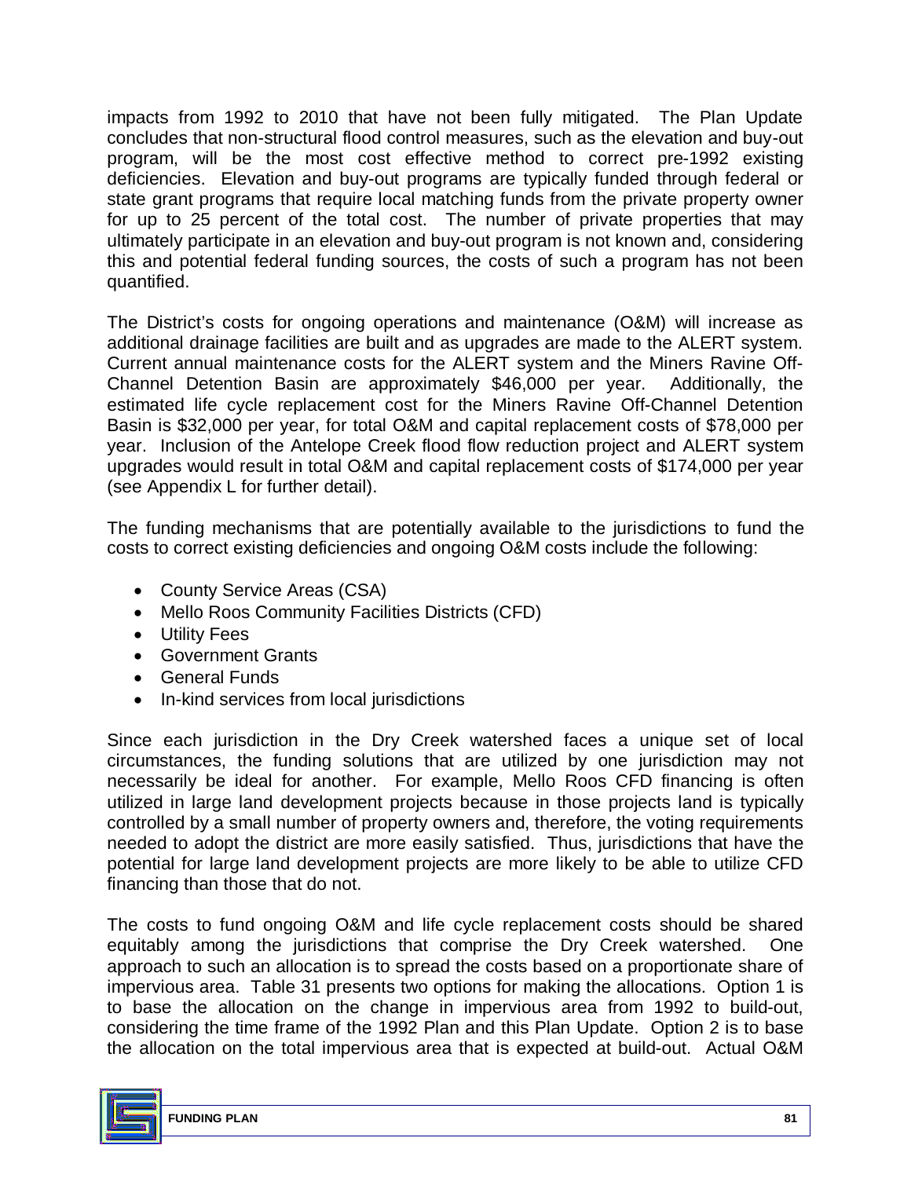impacts from 1992 to 2010 that have not been fully mitigated. The Plan Update concludes that non-structural flood control measures, such as the elevation and buy-out program, will be the most cost effective method to correct pre-1992 existing deficiencies. Elevation and buy-out programs are typically funded through federal or state grant programs that require local matching funds from the private property owner for up to 25 percent of the total cost. The number of private properties that may ultimately participate in an elevation and buy-out program is not known and, considering this and potential federal funding sources, the costs of such a program has not been quantified.

The District's costs for ongoing operations and maintenance (O&M) will increase as additional drainage facilities are built and as upgrades are made to the ALERT system. Current annual maintenance costs for the ALERT system and the Miners Ravine Off-Channel Detention Basin are approximately $46,000 per year. Additionally, the estimated life cycle replacement cost for the Miners Ravine Off-Channel Detention Basin is $32,000 per year, for total O&M and capital replacement costs of $78,000 per year. Inclusion of the Antelope Creek flood flow reduction project and ALERT system upgrades would result in total O&M and capital replacement costs of $174,000 per year (see Appendix L for further detail).

The funding mechanisms that are potentially available to the jurisdictions to fund the costs to correct existing deficiencies and ongoing O&M costs include the following:

- County Service Areas (CSA)
- Mello Roos Community Facilities Districts (CFD)
- Utility Fees
- Government Grants
- General Funds
- In-kind services from local jurisdictions

Since each jurisdiction in the Dry Creek watershed faces a unique set of local circumstances, the funding solutions that are utilized by one jurisdiction may not necessarily be ideal for another. For example, Mello Roos CFD financing is often utilized in large land development projects because in those projects land is typically controlled by a small number of property owners and, therefore, the voting requirements needed to adopt the district are more easily satisfied. Thus, jurisdictions that have the potential for large land development projects are more likely to be able to utilize CFD financing than those that do not.

The costs to fund ongoing O&M and life cycle replacement costs should be shared equitably among the jurisdictions that comprise the Dry Creek watershed. One approach to such an allocation is to spread the costs based on a proportionate share of impervious area. Table 31 presents two options for making the allocations. Option 1 is to base the allocation on the change in impervious area from 1992 to build-out, considering the time frame of the 1992 Plan and this Plan Update. Option 2 is to base the allocation on the total impervious area that is expected at build-out. Actual O&M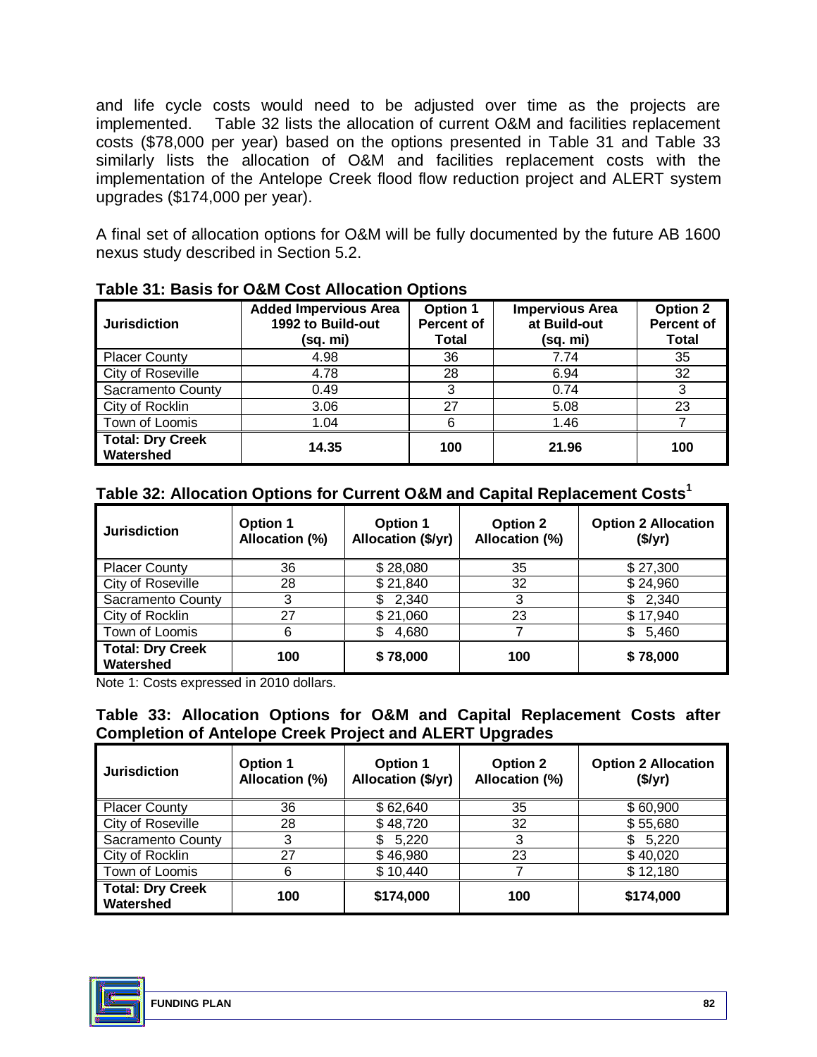and life cycle costs would need to be adjusted over time as the projects are implemented. Table 32 lists the allocation of current O&M and facilities replacement costs ($78,000 per year) based on the options presented in Table 31 and Table 33 similarly lists the allocation of O&M and facilities replacement costs with the implementation of the Antelope Creek flood flow reduction project and ALERT system upgrades ($174,000 per year).

A final set of allocation options for O&M will be fully documented by the future AB 1600 nexus study described in Section 5.2.

**Table 31: Basis for O&M Cost Allocation Options**

| Jurisdiction | Added Impervious Area 1992 to Build-out (sq. mi) | Option 1 Percent of Total | Impervious Area at Build-out (sq. mi) | Option 2 Percent of Total |
|---|---|---|---|---|
| Placer County | 4.98 | 36 | 7.74 | 35 |
| City of Roseville | 4.78 | 28 | 6.94 | 32 |
| Sacramento County | 0.49 | 3 | 0.74 | 3 |
| City of Rocklin | 3.06 | 27 | 5.08 | 23 |
| Town of Loomis | 1.04 | 6 | 1.46 | 7 |
| **Total: Dry Creek Watershed** | **14.35** | **100** | **21.96** | **100** |

**Table 32: Allocation Options for Current O&M and Capital Replacement Costs[1]**

| Jurisdiction | Option 1 Allocation (%) | Option 1 Allocation ($/yr) | Option 2 Allocation (%) | Option 2 Allocation ($/yr) |
|---|---|---|---|---|
| Placer County | 36 | $ 28,080 | 35 | $ 27,300 |
| City of Roseville | 28 | $ 21,840 | 32 | $ 24,960 |
| Sacramento County | 3 | $ 2,340 | 3 | $ 2,340 |
| City of Rocklin | 27 | $ 21,060 | 23 | $ 17,940 |
| Town of Loomis | 6 | $ 4,680 | 7 | $ 5,460 |
| **Total: Dry Creek Watershed** | **100** | **$ 78,000** | **100** | **$ 78,000** |

Note 1: Costs expressed in 2010 dollars.

**Table 33: Allocation Options for O&M and Capital Replacement Costs after Completion of Antelope Creek Project and ALERT Upgrades**

| Jurisdiction | Option 1 Allocation (%) | Option 1 Allocation ($/yr) | Option 2 Allocation (%) | Option 2 Allocation ($/yr) |
|---|---|---|---|---|
| Placer County | 36 | $ 62,640 | 35 | $ 60,900 |
| City of Roseville | 28 | $ 48,720 | 32 | $ 55,680 |
| Sacramento County | 3 | $ 5,220 | 3 | $ 5,220 |
| City of Rocklin | 27 | $ 46,980 | 23 | $ 40,020 |
| Town of Loomis | 6 | $ 10,440 | 7 | $ 12,180 |
| **Total: Dry Creek Watershed** | **100** | **$174,000** | **100** | **$174,000** |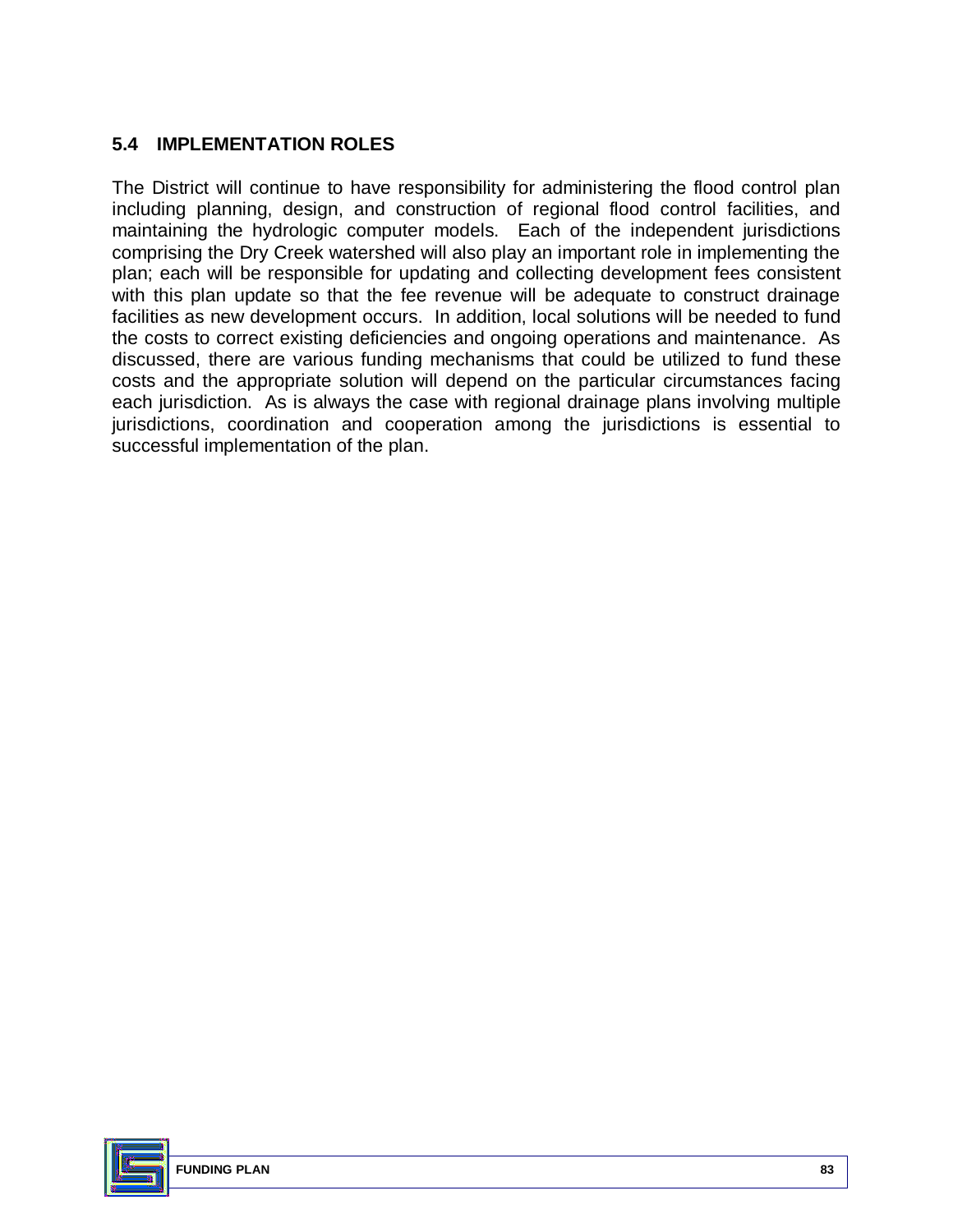## 5.4 IMPLEMENTATION ROLES

The District will continue to have responsibility for administering the flood control plan including planning, design, and construction of regional flood control facilities, and maintaining the hydrologic computer models. Each of the independent jurisdictions comprising the Dry Creek watershed will also play an important role in implementing the plan; each will be responsible for updating and collecting development fees consistent with this plan update so that the fee revenue will be adequate to construct drainage facilities as new development occurs. In addition, local solutions will be needed to fund the costs to correct existing deficiencies and ongoing operations and maintenance. As discussed, there are various funding mechanisms that could be utilized to fund these costs and the appropriate solution will depend on the particular circumstances facing each jurisdiction. As is always the case with regional drainage plans involving multiple jurisdictions, coordination and cooperation among the jurisdictions is essential to successful implementation of the plan.